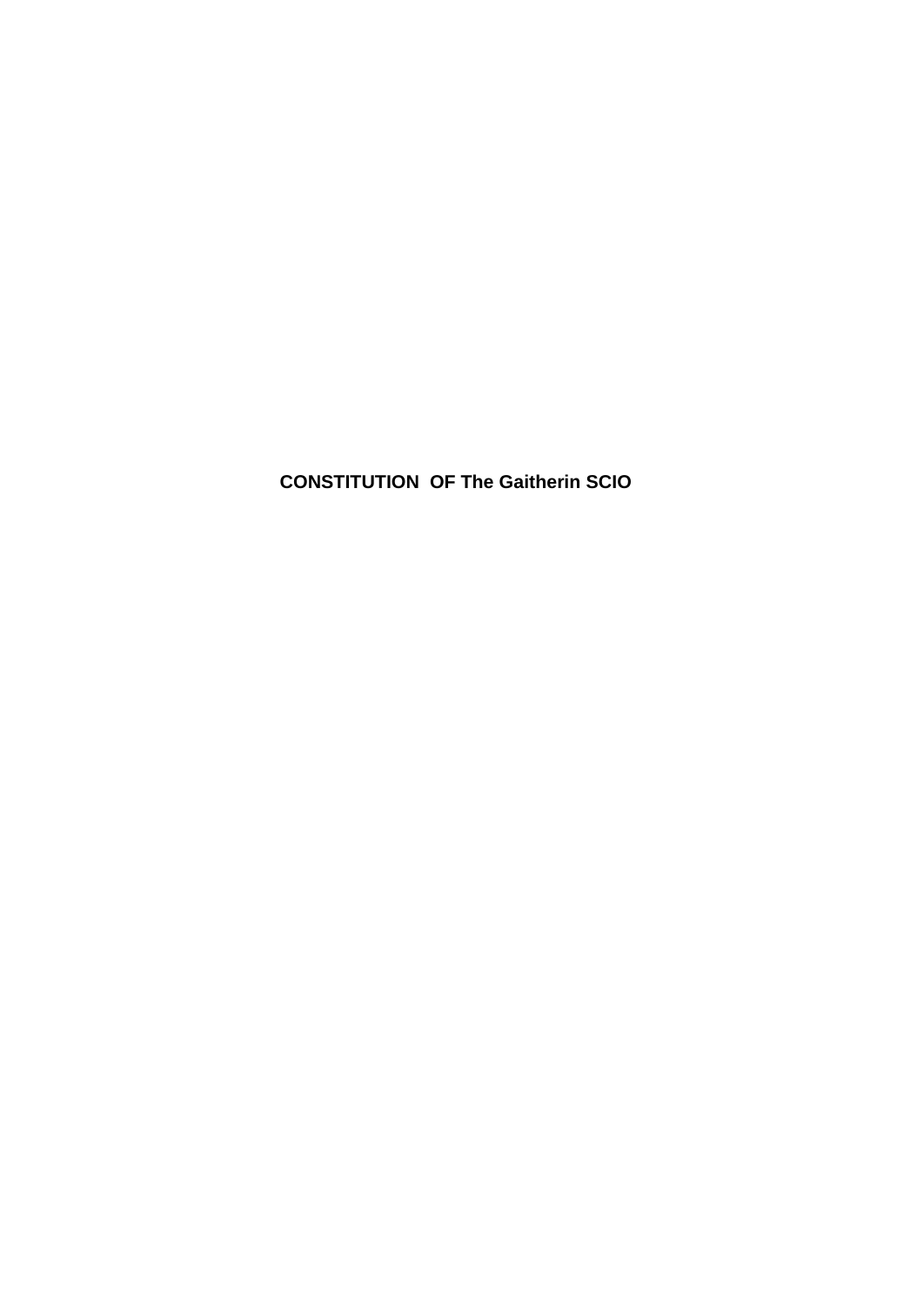# CONSTITUTION  OF The Gaitherin SCIO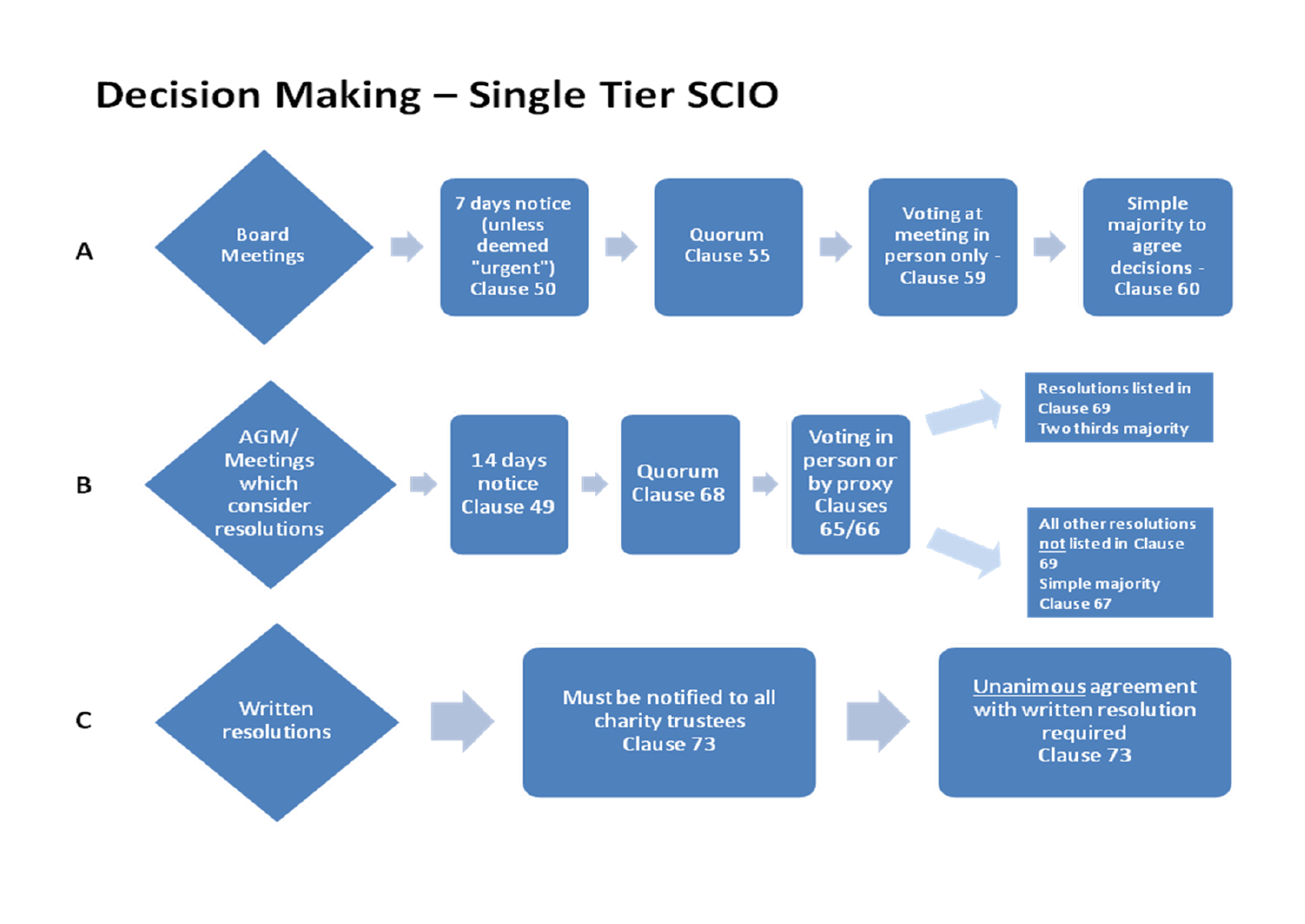# Decision Making – Single Tier SCIO

**A**

Board Meetings → 7 days notice (unless deemed "urgent") Clause 50 → Quorum Clause 55 → Voting at meeting in person only - Clause 59 → Simple majority to agree decisions - Clause 60

**B**

AGM/ Meetings which consider resolutions → 14 days notice Clause 49 → Quorum Clause 68 → Voting in person or by proxy Clauses 65/66

- → Resolutions listed in Clause 69 Two thirds majority
- → All other resolutions not listed in Clause 69 Simple majority Clause 67

**C**

Written resolutions → Must be notified to all charity trustees Clause 73 → Unanimous agreement with written resolution required Clause 73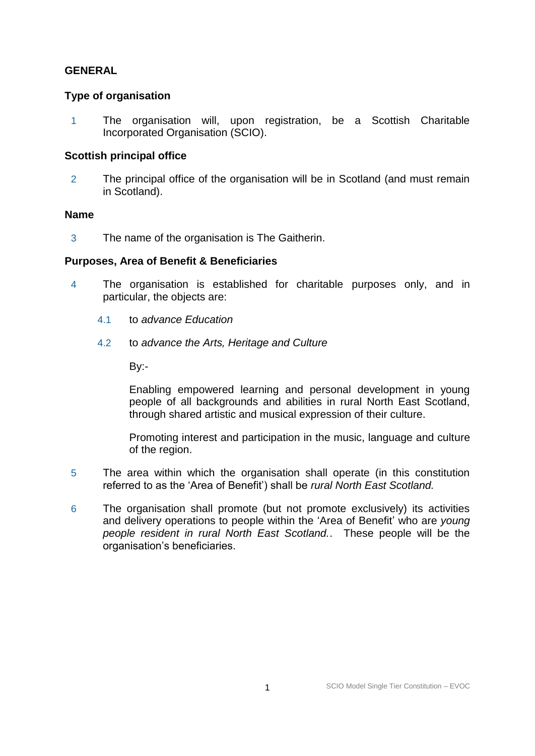## GENERAL

### Type of organisation

1 The organisation will, upon registration, be a Scottish Charitable Incorporated Organisation (SCIO).

### Scottish principal office

2 The principal office of the organisation will be in Scotland (and must remain in Scotland).

### Name

3 The name of the organisation is The Gaitherin.

### Purposes, Area of Benefit & Beneficiaries

4 The organisation is established for charitable purposes only, and in particular, the objects are:

4.1 to *advance Education*

4.2 to *advance the Arts, Heritage and Culture*

By:-

Enabling empowered learning and personal development in young people of all backgrounds and abilities in rural North East Scotland, through shared artistic and musical expression of their culture.

Promoting interest and participation in the music, language and culture of the region.

5 The area within which the organisation shall operate (in this constitution referred to as the 'Area of Benefit') shall be *rural North East Scotland.*

6 The organisation shall promote (but not promote exclusively) its activities and delivery operations to people within the 'Area of Benefit' who are *young people resident in rural North East Scotland.*. These people will be the organisation's beneficiaries.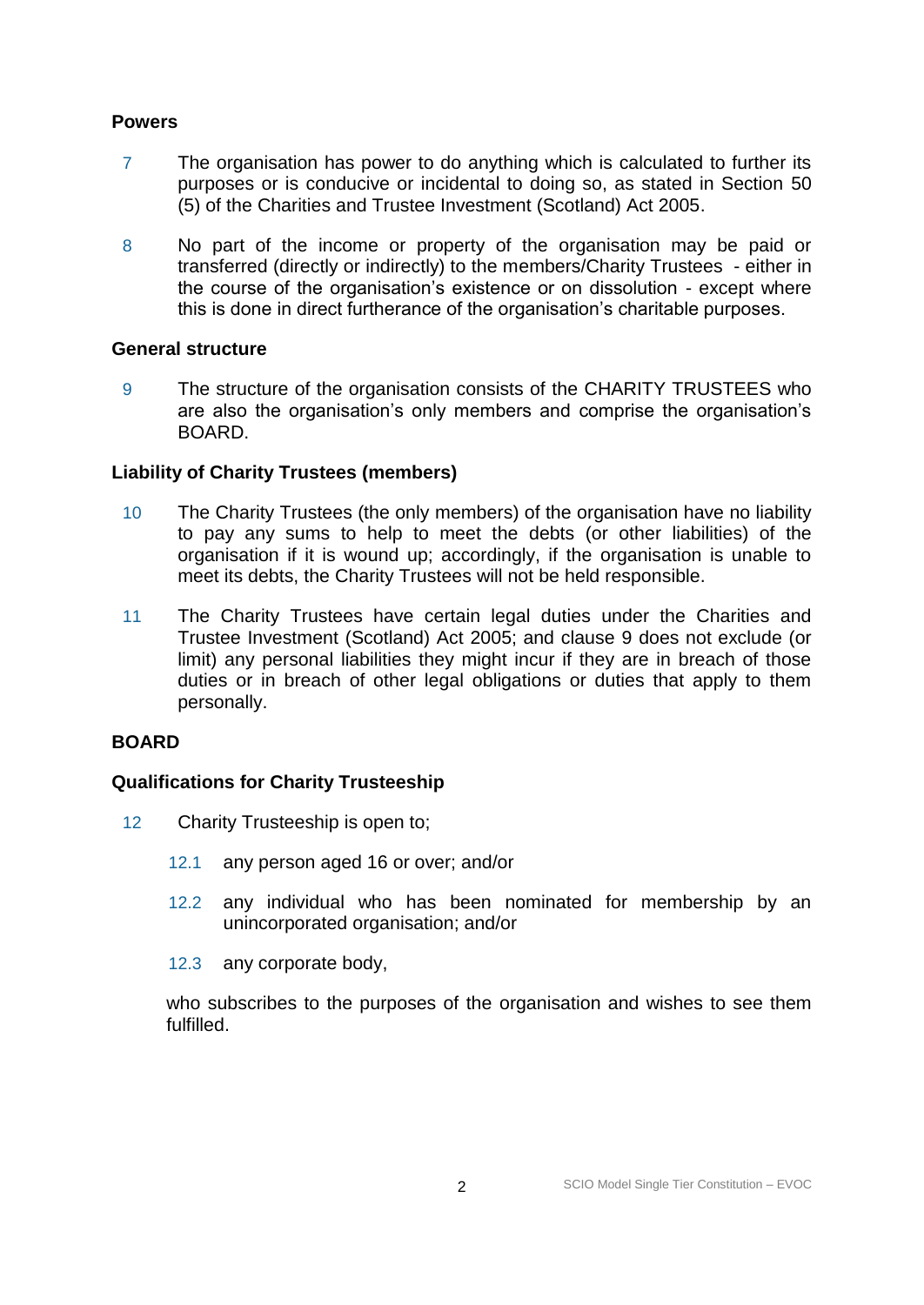**Powers**

7 The organisation has power to do anything which is calculated to further its purposes or is conducive or incidental to doing so, as stated in Section 50 (5) of the Charities and Trustee Investment (Scotland) Act 2005.

8 No part of the income or property of the organisation may be paid or transferred (directly or indirectly) to the members/Charity Trustees - either in the course of the organisation's existence or on dissolution - except where this is done in direct furtherance of the organisation's charitable purposes.

**General structure**

9 The structure of the organisation consists of the CHARITY TRUSTEES who are also the organisation's only members and comprise the organisation's BOARD.

**Liability of Charity Trustees (members)**

10 The Charity Trustees (the only members) of the organisation have no liability to pay any sums to help to meet the debts (or other liabilities) of the organisation if it is wound up; accordingly, if the organisation is unable to meet its debts, the Charity Trustees will not be held responsible.

11 The Charity Trustees have certain legal duties under the Charities and Trustee Investment (Scotland) Act 2005; and clause 9 does not exclude (or limit) any personal liabilities they might incur if they are in breach of those duties or in breach of other legal obligations or duties that apply to them personally.

**BOARD**

**Qualifications for Charity Trusteeship**

12 Charity Trusteeship is open to;

12.1 any person aged 16 or over; and/or

12.2 any individual who has been nominated for membership by an unincorporated organisation; and/or

12.3 any corporate body,

who subscribes to the purposes of the organisation and wishes to see them fulfilled.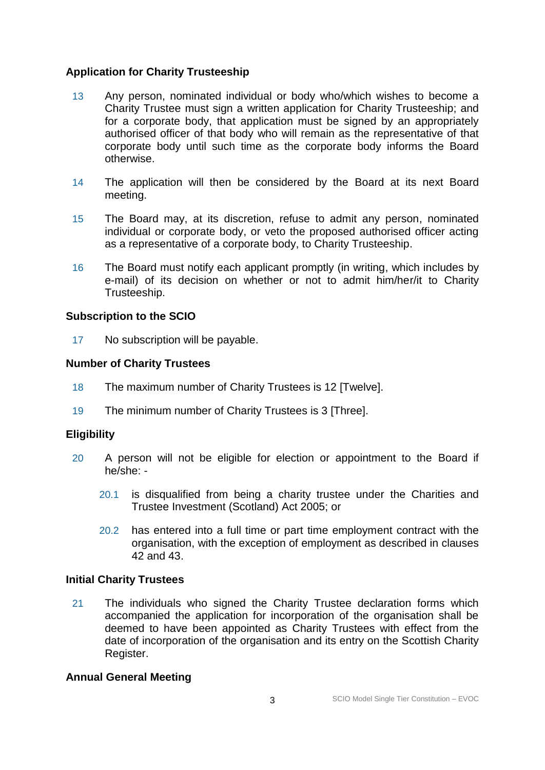### Application for Charity Trusteeship

13 Any person, nominated individual or body who/which wishes to become a Charity Trustee must sign a written application for Charity Trusteeship; and for a corporate body, that application must be signed by an appropriately authorised officer of that body who will remain as the representative of that corporate body until such time as the corporate body informs the Board otherwise.

14 The application will then be considered by the Board at its next Board meeting.

15 The Board may, at its discretion, refuse to admit any person, nominated individual or corporate body, or veto the proposed authorised officer acting as a representative of a corporate body, to Charity Trusteeship.

16 The Board must notify each applicant promptly (in writing, which includes by e-mail) of its decision on whether or not to admit him/her/it to Charity Trusteeship.

### Subscription to the SCIO

17 No subscription will be payable.

### Number of Charity Trustees

18 The maximum number of Charity Trustees is 12 [Twelve].

19 The minimum number of Charity Trustees is 3 [Three].

### Eligibility

20 A person will not be eligible for election or appointment to the Board if he/she: -

20.1 is disqualified from being a charity trustee under the Charities and Trustee Investment (Scotland) Act 2005; or

20.2 has entered into a full time or part time employment contract with the organisation, with the exception of employment as described in clauses 42 and 43.

### Initial Charity Trustees

21 The individuals who signed the Charity Trustee declaration forms which accompanied the application for incorporation of the organisation shall be deemed to have been appointed as Charity Trustees with effect from the date of incorporation of the organisation and its entry on the Scottish Charity Register.

### Annual General Meeting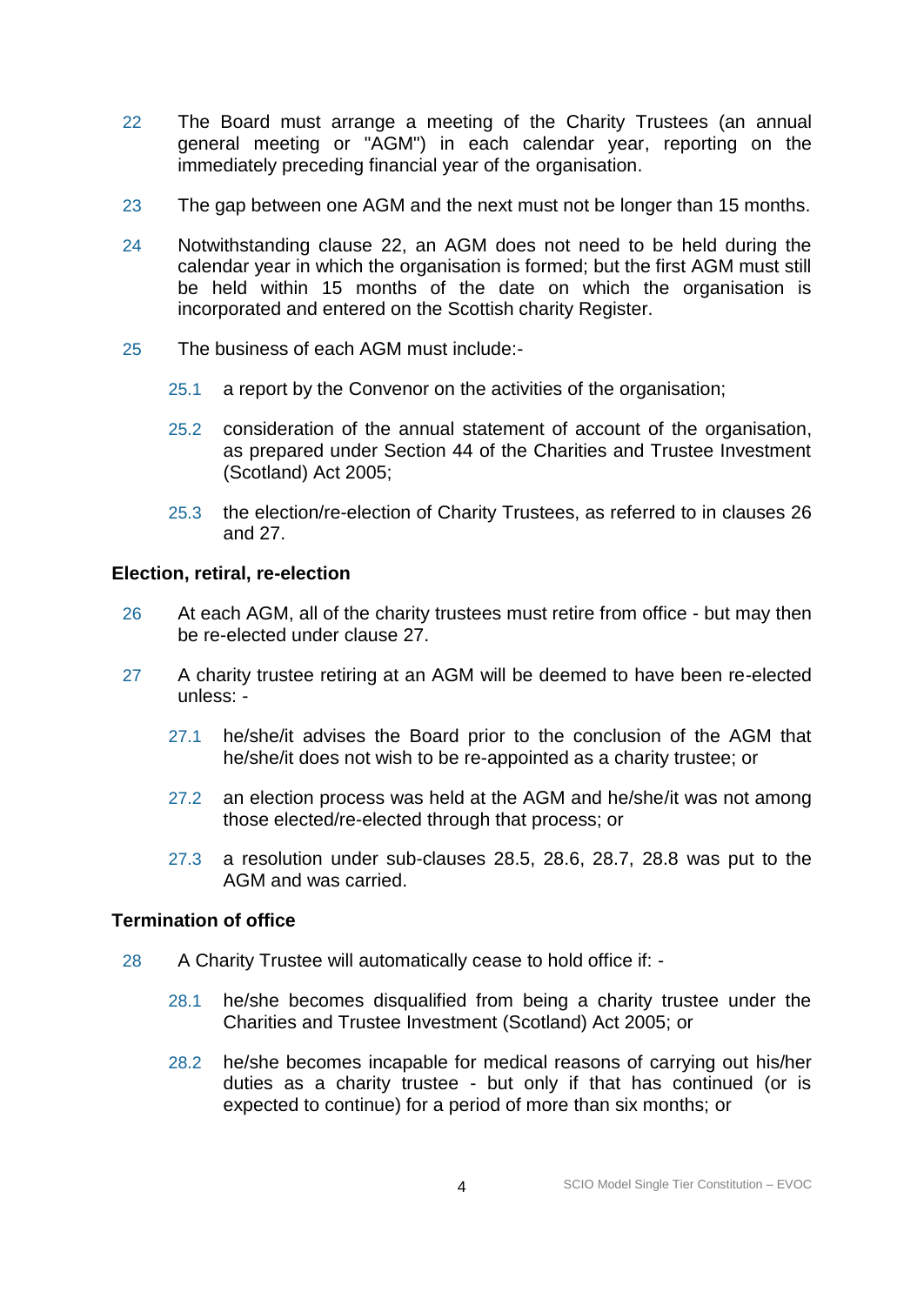22 The Board must arrange a meeting of the Charity Trustees (an annual general meeting or "AGM") in each calendar year, reporting on the immediately preceding financial year of the organisation.

23 The gap between one AGM and the next must not be longer than 15 months.

24 Notwithstanding clause 22, an AGM does not need to be held during the calendar year in which the organisation is formed; but the first AGM must still be held within 15 months of the date on which the organisation is incorporated and entered on the Scottish charity Register.

25 The business of each AGM must include:-

25.1 a report by the Convenor on the activities of the organisation;

25.2 consideration of the annual statement of account of the organisation, as prepared under Section 44 of the Charities and Trustee Investment (Scotland) Act 2005;

25.3 the election/re-election of Charity Trustees, as referred to in clauses 26 and 27.

**Election, retiral, re-election**

26 At each AGM, all of the charity trustees must retire from office - but may then be re-elected under clause 27.

27 A charity trustee retiring at an AGM will be deemed to have been re-elected unless: -

27.1 he/she/it advises the Board prior to the conclusion of the AGM that he/she/it does not wish to be re-appointed as a charity trustee; or

27.2 an election process was held at the AGM and he/she/it was not among those elected/re-elected through that process; or

27.3 a resolution under sub-clauses 28.5, 28.6, 28.7, 28.8 was put to the AGM and was carried.

**Termination of office**

28 A Charity Trustee will automatically cease to hold office if: -

28.1 he/she becomes disqualified from being a charity trustee under the Charities and Trustee Investment (Scotland) Act 2005; or

28.2 he/she becomes incapable for medical reasons of carrying out his/her duties as a charity trustee - but only if that has continued (or is expected to continue) for a period of more than six months; or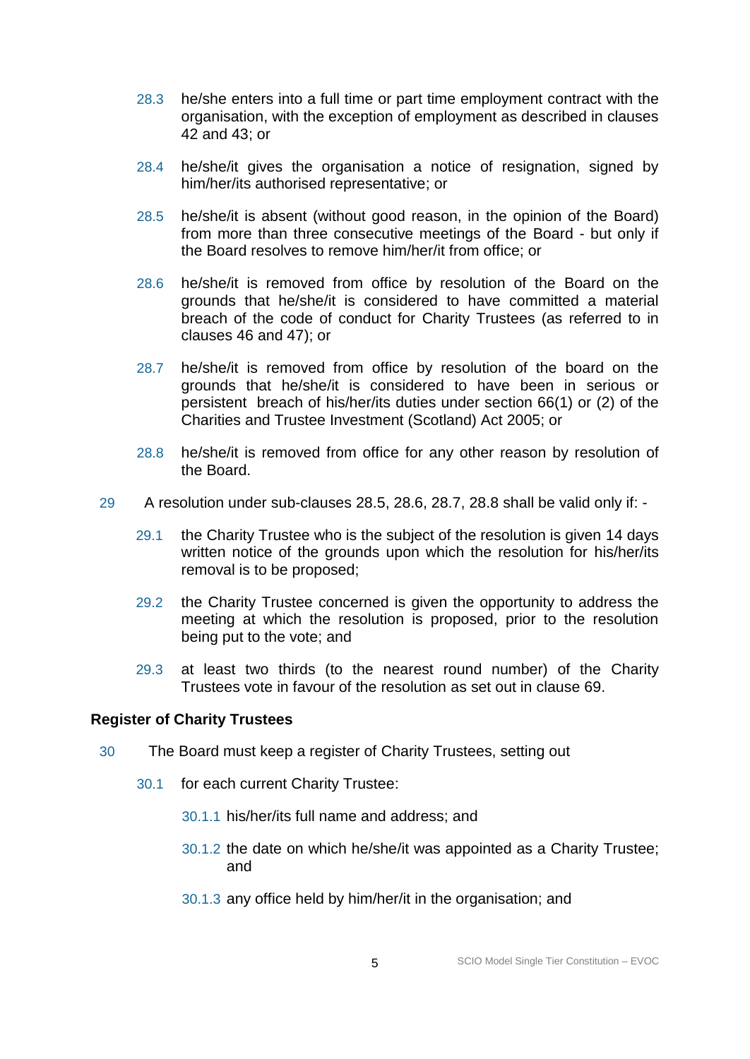28.3 he/she enters into a full time or part time employment contract with the organisation, with the exception of employment as described in clauses 42 and 43; or

28.4 he/she/it gives the organisation a notice of resignation, signed by him/her/its authorised representative; or

28.5 he/she/it is absent (without good reason, in the opinion of the Board) from more than three consecutive meetings of the Board - but only if the Board resolves to remove him/her/it from office; or

28.6 he/she/it is removed from office by resolution of the Board on the grounds that he/she/it is considered to have committed a material breach of the code of conduct for Charity Trustees (as referred to in clauses 46 and 47); or

28.7 he/she/it is removed from office by resolution of the board on the grounds that he/she/it is considered to have been in serious or persistent breach of his/her/its duties under section 66(1) or (2) of the Charities and Trustee Investment (Scotland) Act 2005; or

28.8 he/she/it is removed from office for any other reason by resolution of the Board.

29 A resolution under sub-clauses 28.5, 28.6, 28.7, 28.8 shall be valid only if: -

29.1 the Charity Trustee who is the subject of the resolution is given 14 days written notice of the grounds upon which the resolution for his/her/its removal is to be proposed;

29.2 the Charity Trustee concerned is given the opportunity to address the meeting at which the resolution is proposed, prior to the resolution being put to the vote; and

29.3 at least two thirds (to the nearest round number) of the Charity Trustees vote in favour of the resolution as set out in clause 69.

**Register of Charity Trustees**

30 The Board must keep a register of Charity Trustees, setting out

30.1 for each current Charity Trustee:

30.1.1 his/her/its full name and address; and

30.1.2 the date on which he/she/it was appointed as a Charity Trustee; and

30.1.3 any office held by him/her/it in the organisation; and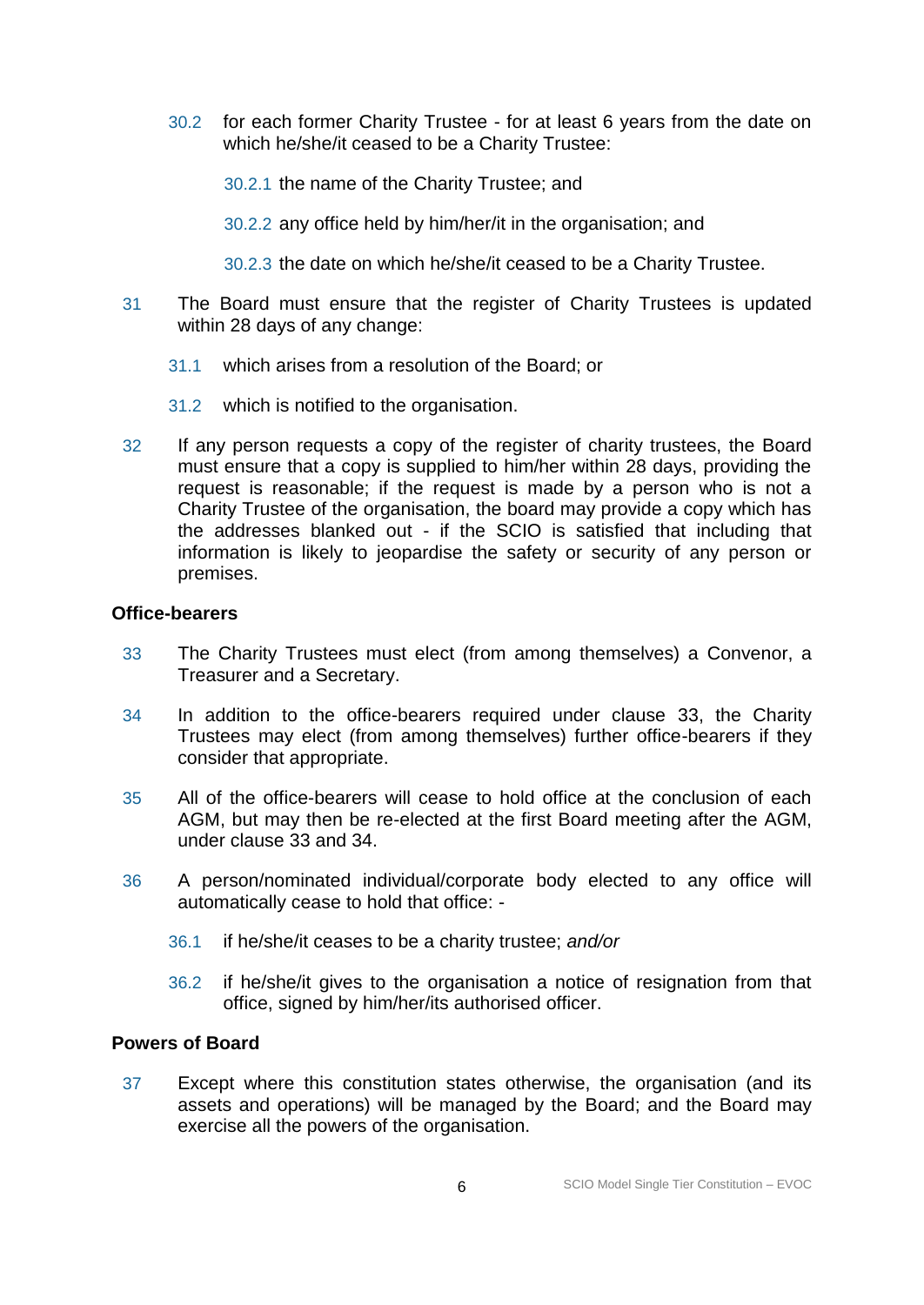30.2 for each former Charity Trustee - for at least 6 years from the date on which he/she/it ceased to be a Charity Trustee:

30.2.1 the name of the Charity Trustee; and

30.2.2 any office held by him/her/it in the organisation; and

30.2.3 the date on which he/she/it ceased to be a Charity Trustee.

31 The Board must ensure that the register of Charity Trustees is updated within 28 days of any change:

31.1 which arises from a resolution of the Board; or

31.2 which is notified to the organisation.

32 If any person requests a copy of the register of charity trustees, the Board must ensure that a copy is supplied to him/her within 28 days, providing the request is reasonable; if the request is made by a person who is not a Charity Trustee of the organisation, the board may provide a copy which has the addresses blanked out - if the SCIO is satisfied that including that information is likely to jeopardise the safety or security of any person or premises.

**Office-bearers**

33 The Charity Trustees must elect (from among themselves) a Convenor, a Treasurer and a Secretary.

34 In addition to the office-bearers required under clause 33, the Charity Trustees may elect (from among themselves) further office-bearers if they consider that appropriate.

35 All of the office-bearers will cease to hold office at the conclusion of each AGM, but may then be re-elected at the first Board meeting after the AGM, under clause 33 and 34.

36 A person/nominated individual/corporate body elected to any office will automatically cease to hold that office: -

36.1 if he/she/it ceases to be a charity trustee; *and/or*

36.2 if he/she/it gives to the organisation a notice of resignation from that office, signed by him/her/its authorised officer.

**Powers of Board**

37 Except where this constitution states otherwise, the organisation (and its assets and operations) will be managed by the Board; and the Board may exercise all the powers of the organisation.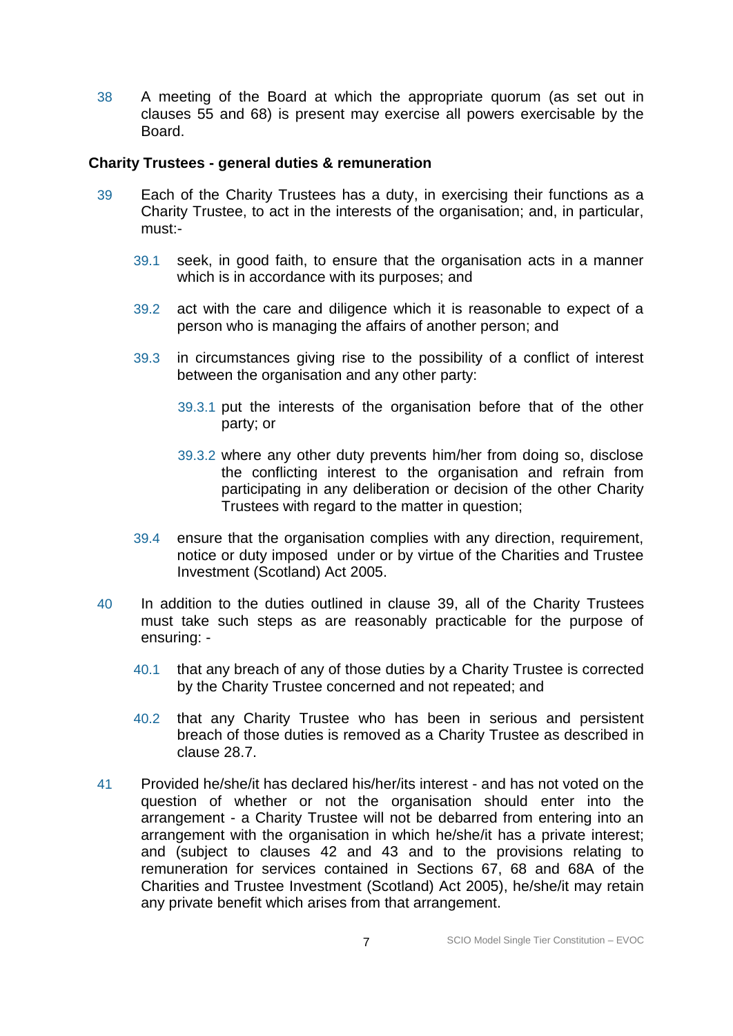38 A meeting of the Board at which the appropriate quorum (as set out in clauses 55 and 68) is present may exercise all powers exercisable by the Board.

**Charity Trustees - general duties & remuneration**

39 Each of the Charity Trustees has a duty, in exercising their functions as a Charity Trustee, to act in the interests of the organisation; and, in particular, must:-

- 39.1 seek, in good faith, to ensure that the organisation acts in a manner which is in accordance with its purposes; and
- 39.2 act with the care and diligence which it is reasonable to expect of a person who is managing the affairs of another person; and
- 39.3 in circumstances giving rise to the possibility of a conflict of interest between the organisation and any other party:
  - 39.3.1 put the interests of the organisation before that of the other party; or
  - 39.3.2 where any other duty prevents him/her from doing so, disclose the conflicting interest to the organisation and refrain from participating in any deliberation or decision of the other Charity Trustees with regard to the matter in question;
- 39.4 ensure that the organisation complies with any direction, requirement, notice or duty imposed under or by virtue of the Charities and Trustee Investment (Scotland) Act 2005.

40 In addition to the duties outlined in clause 39, all of the Charity Trustees must take such steps as are reasonably practicable for the purpose of ensuring: -

- 40.1 that any breach of any of those duties by a Charity Trustee is corrected by the Charity Trustee concerned and not repeated; and
- 40.2 that any Charity Trustee who has been in serious and persistent breach of those duties is removed as a Charity Trustee as described in clause 28.7.

41 Provided he/she/it has declared his/her/its interest - and has not voted on the question of whether or not the organisation should enter into the arrangement - a Charity Trustee will not be debarred from entering into an arrangement with the organisation in which he/she/it has a private interest; and (subject to clauses 42 and 43 and to the provisions relating to remuneration for services contained in Sections 67, 68 and 68A of the Charities and Trustee Investment (Scotland) Act 2005), he/she/it may retain any private benefit which arises from that arrangement.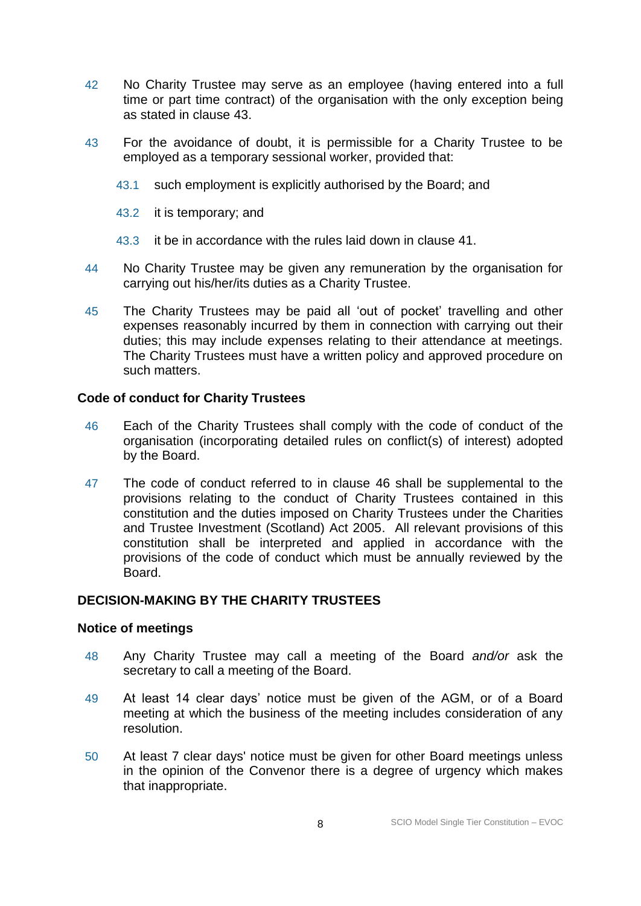42 No Charity Trustee may serve as an employee (having entered into a full time or part time contract) of the organisation with the only exception being as stated in clause 43.

43 For the avoidance of doubt, it is permissible for a Charity Trustee to be employed as a temporary sessional worker, provided that:

43.1 such employment is explicitly authorised by the Board; and

43.2 it is temporary; and

43.3 it be in accordance with the rules laid down in clause 41.

44 No Charity Trustee may be given any remuneration by the organisation for carrying out his/her/its duties as a Charity Trustee.

45 The Charity Trustees may be paid all 'out of pocket' travelling and other expenses reasonably incurred by them in connection with carrying out their duties; this may include expenses relating to their attendance at meetings. The Charity Trustees must have a written policy and approved procedure on such matters.

### Code of conduct for Charity Trustees

46 Each of the Charity Trustees shall comply with the code of conduct of the organisation (incorporating detailed rules on conflict(s) of interest) adopted by the Board.

47 The code of conduct referred to in clause 46 shall be supplemental to the provisions relating to the conduct of Charity Trustees contained in this constitution and the duties imposed on Charity Trustees under the Charities and Trustee Investment (Scotland) Act 2005. All relevant provisions of this constitution shall be interpreted and applied in accordance with the provisions of the code of conduct which must be annually reviewed by the Board.

## DECISION-MAKING BY THE CHARITY TRUSTEES

### Notice of meetings

48 Any Charity Trustee may call a meeting of the Board *and/or* ask the secretary to call a meeting of the Board.

49 At least 14 clear days' notice must be given of the AGM, or of a Board meeting at which the business of the meeting includes consideration of any resolution.

50 At least 7 clear days' notice must be given for other Board meetings unless in the opinion of the Convenor there is a degree of urgency which makes that inappropriate.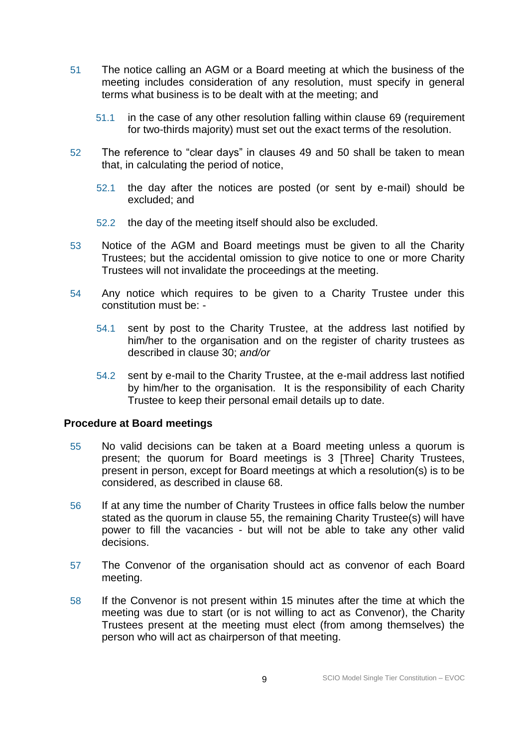51 The notice calling an AGM or a Board meeting at which the business of the meeting includes consideration of any resolution, must specify in general terms what business is to be dealt with at the meeting; and

   51.1 in the case of any other resolution falling within clause 69 (requirement for two-thirds majority) must set out the exact terms of the resolution.

52 The reference to "clear days" in clauses 49 and 50 shall be taken to mean that, in calculating the period of notice,

   52.1 the day after the notices are posted (or sent by e-mail) should be excluded; and

   52.2 the day of the meeting itself should also be excluded.

53 Notice of the AGM and Board meetings must be given to all the Charity Trustees; but the accidental omission to give notice to one or more Charity Trustees will not invalidate the proceedings at the meeting.

54 Any notice which requires to be given to a Charity Trustee under this constitution must be: -

   54.1 sent by post to the Charity Trustee, at the address last notified by him/her to the organisation and on the register of charity trustees as described in clause 30; *and/or*

   54.2 sent by e-mail to the Charity Trustee, at the e-mail address last notified by him/her to the organisation. It is the responsibility of each Charity Trustee to keep their personal email details up to date.

**Procedure at Board meetings**

55 No valid decisions can be taken at a Board meeting unless a quorum is present; the quorum for Board meetings is 3 [Three] Charity Trustees, present in person, except for Board meetings at which a resolution(s) is to be considered, as described in clause 68.

56 If at any time the number of Charity Trustees in office falls below the number stated as the quorum in clause 55, the remaining Charity Trustee(s) will have power to fill the vacancies - but will not be able to take any other valid decisions.

57 The Convenor of the organisation should act as convenor of each Board meeting.

58 If the Convenor is not present within 15 minutes after the time at which the meeting was due to start (or is not willing to act as Convenor), the Charity Trustees present at the meeting must elect (from among themselves) the person who will act as chairperson of that meeting.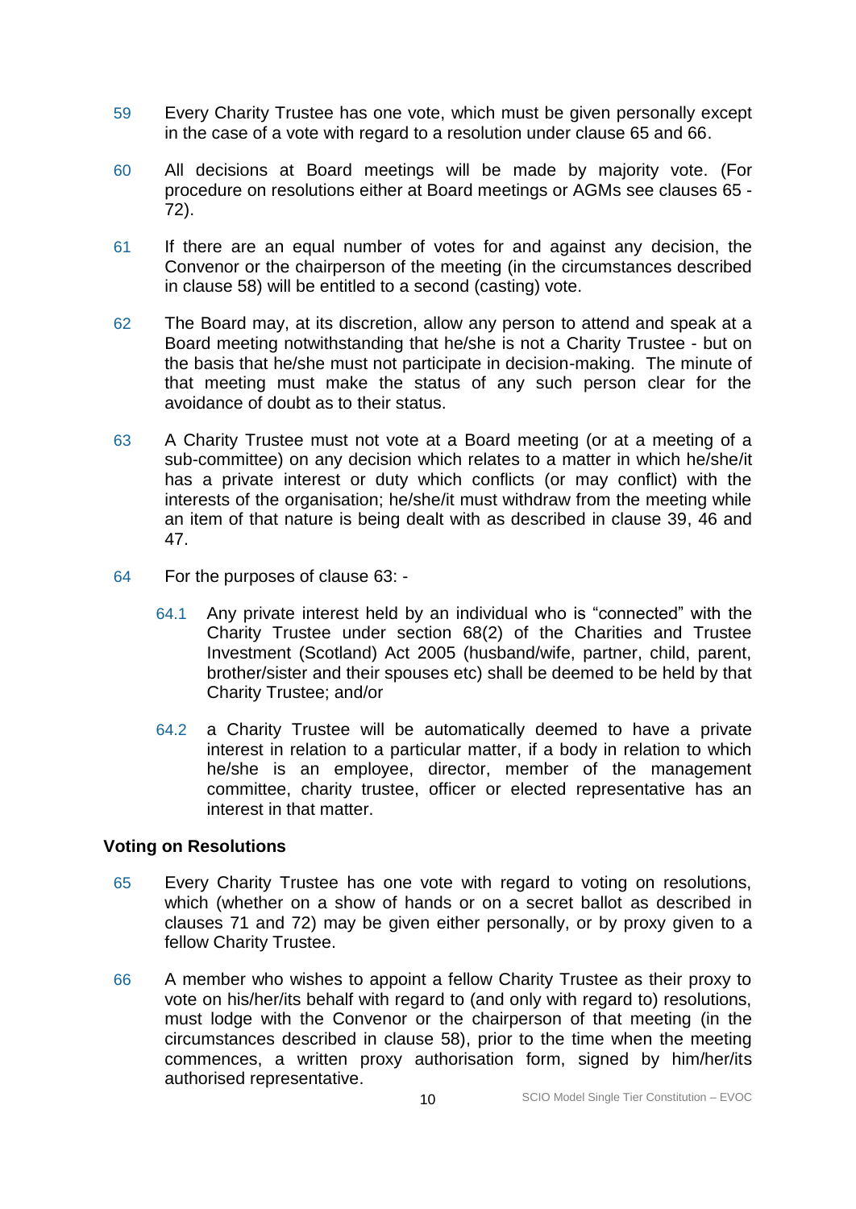59 Every Charity Trustee has one vote, which must be given personally except in the case of a vote with regard to a resolution under clause 65 and 66.

60 All decisions at Board meetings will be made by majority vote. (For procedure on resolutions either at Board meetings or AGMs see clauses 65 - 72).

61 If there are an equal number of votes for and against any decision, the Convenor or the chairperson of the meeting (in the circumstances described in clause 58) will be entitled to a second (casting) vote.

62 The Board may, at its discretion, allow any person to attend and speak at a Board meeting notwithstanding that he/she is not a Charity Trustee - but on the basis that he/she must not participate in decision-making. The minute of that meeting must make the status of any such person clear for the avoidance of doubt as to their status.

63 A Charity Trustee must not vote at a Board meeting (or at a meeting of a sub-committee) on any decision which relates to a matter in which he/she/it has a private interest or duty which conflicts (or may conflict) with the interests of the organisation; he/she/it must withdraw from the meeting while an item of that nature is being dealt with as described in clause 39, 46 and 47.

64 For the purposes of clause 63: -

64.1 Any private interest held by an individual who is "connected" with the Charity Trustee under section 68(2) of the Charities and Trustee Investment (Scotland) Act 2005 (husband/wife, partner, child, parent, brother/sister and their spouses etc) shall be deemed to be held by that Charity Trustee; and/or

64.2 a Charity Trustee will be automatically deemed to have a private interest in relation to a particular matter, if a body in relation to which he/she is an employee, director, member of the management committee, charity trustee, officer or elected representative has an interest in that matter.

**Voting on Resolutions**

65 Every Charity Trustee has one vote with regard to voting on resolutions, which (whether on a show of hands or on a secret ballot as described in clauses 71 and 72) may be given either personally, or by proxy given to a fellow Charity Trustee.

66 A member who wishes to appoint a fellow Charity Trustee as their proxy to vote on his/her/its behalf with regard to (and only with regard to) resolutions, must lodge with the Convenor or the chairperson of that meeting (in the circumstances described in clause 58), prior to the time when the meeting commences, a written proxy authorisation form, signed by him/her/its authorised representative.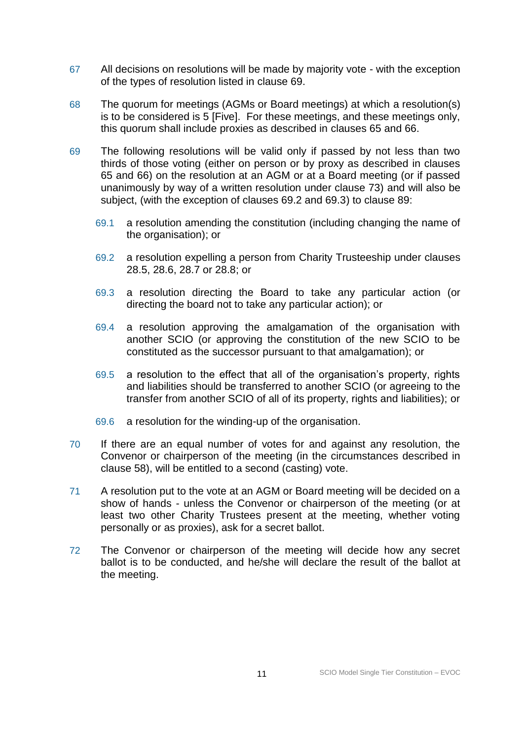67 All decisions on resolutions will be made by majority vote - with the exception of the types of resolution listed in clause 69.

68 The quorum for meetings (AGMs or Board meetings) at which a resolution(s) is to be considered is 5 [Five]. For these meetings, and these meetings only, this quorum shall include proxies as described in clauses 65 and 66.

69 The following resolutions will be valid only if passed by not less than two thirds of those voting (either on person or by proxy as described in clauses 65 and 66) on the resolution at an AGM or at a Board meeting (or if passed unanimously by way of a written resolution under clause 73) and will also be subject, (with the exception of clauses 69.2 and 69.3) to clause 89:

- 69.1 a resolution amending the constitution (including changing the name of the organisation); or
- 69.2 a resolution expelling a person from Charity Trusteeship under clauses 28.5, 28.6, 28.7 or 28.8; or
- 69.3 a resolution directing the Board to take any particular action (or directing the board not to take any particular action); or
- 69.4 a resolution approving the amalgamation of the organisation with another SCIO (or approving the constitution of the new SCIO to be constituted as the successor pursuant to that amalgamation); or
- 69.5 a resolution to the effect that all of the organisation's property, rights and liabilities should be transferred to another SCIO (or agreeing to the transfer from another SCIO of all of its property, rights and liabilities); or
- 69.6 a resolution for the winding-up of the organisation.

70 If there are an equal number of votes for and against any resolution, the Convenor or chairperson of the meeting (in the circumstances described in clause 58), will be entitled to a second (casting) vote.

71 A resolution put to the vote at an AGM or Board meeting will be decided on a show of hands - unless the Convenor or chairperson of the meeting (or at least two other Charity Trustees present at the meeting, whether voting personally or as proxies), ask for a secret ballot.

72 The Convenor or chairperson of the meeting will decide how any secret ballot is to be conducted, and he/she will declare the result of the ballot at the meeting.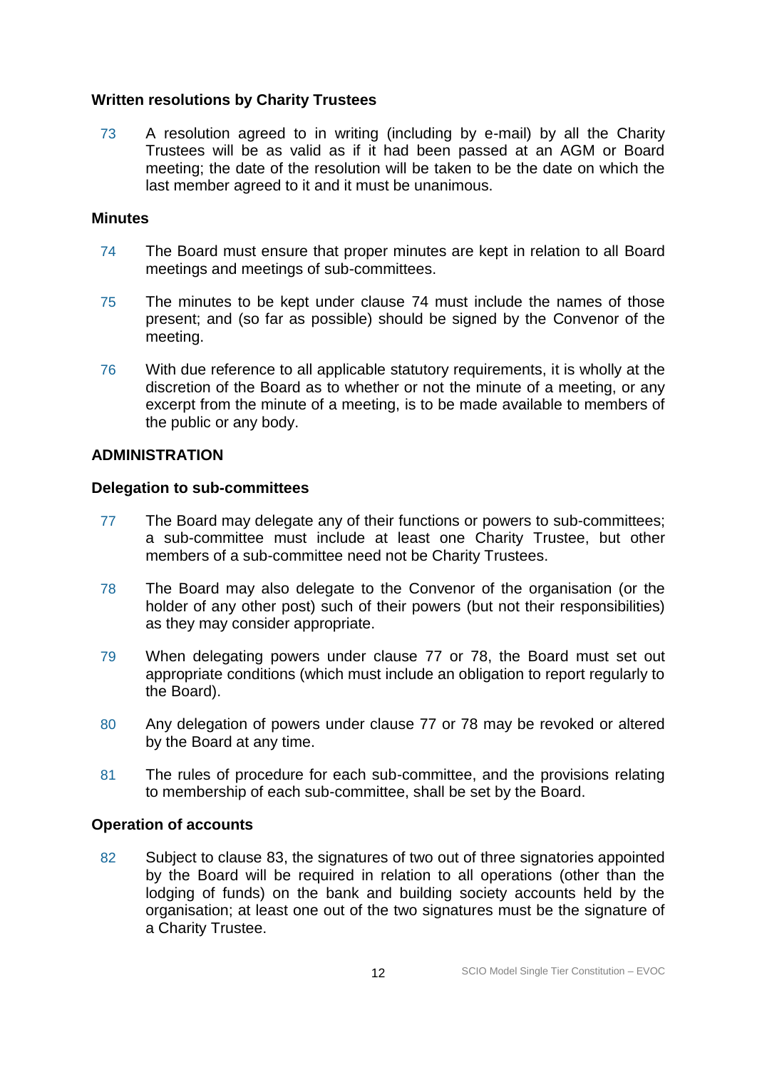### Written resolutions by Charity Trustees

73 A resolution agreed to in writing (including by e-mail) by all the Charity Trustees will be as valid as if it had been passed at an AGM or Board meeting; the date of the resolution will be taken to be the date on which the last member agreed to it and it must be unanimous.

### Minutes

74 The Board must ensure that proper minutes are kept in relation to all Board meetings and meetings of sub-committees.

75 The minutes to be kept under clause 74 must include the names of those present; and (so far as possible) should be signed by the Convenor of the meeting.

76 With due reference to all applicable statutory requirements, it is wholly at the discretion of the Board as to whether or not the minute of a meeting, or any excerpt from the minute of a meeting, is to be made available to members of the public or any body.

## ADMINISTRATION

### Delegation to sub-committees

77 The Board may delegate any of their functions or powers to sub-committees; a sub-committee must include at least one Charity Trustee, but other members of a sub-committee need not be Charity Trustees.

78 The Board may also delegate to the Convenor of the organisation (or the holder of any other post) such of their powers (but not their responsibilities) as they may consider appropriate.

79 When delegating powers under clause 77 or 78, the Board must set out appropriate conditions (which must include an obligation to report regularly to the Board).

80 Any delegation of powers under clause 77 or 78 may be revoked or altered by the Board at any time.

81 The rules of procedure for each sub-committee, and the provisions relating to membership of each sub-committee, shall be set by the Board.

### Operation of accounts

82 Subject to clause 83, the signatures of two out of three signatories appointed by the Board will be required in relation to all operations (other than the lodging of funds) on the bank and building society accounts held by the organisation; at least one out of the two signatures must be the signature of a Charity Trustee.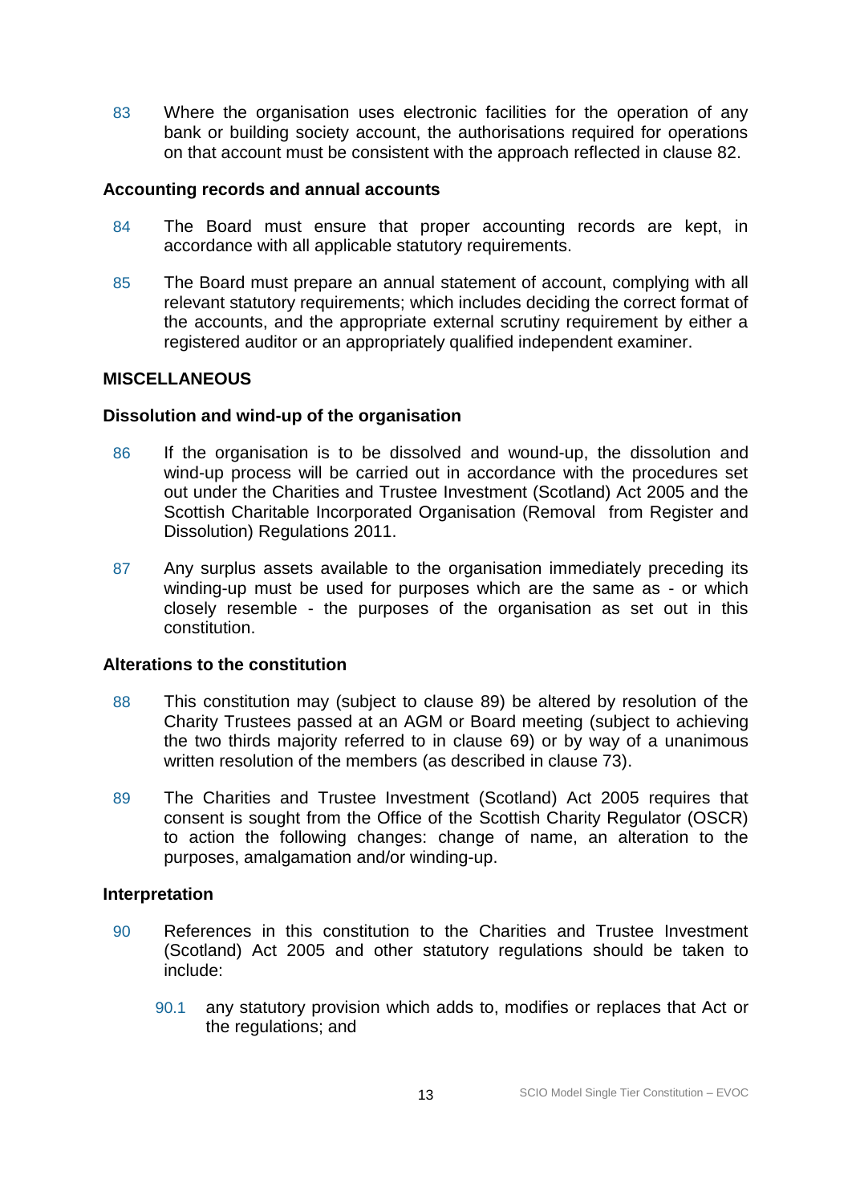83 Where the organisation uses electronic facilities for the operation of any bank or building society account, the authorisations required for operations on that account must be consistent with the approach reflected in clause 82.

**Accounting records and annual accounts**

84 The Board must ensure that proper accounting records are kept, in accordance with all applicable statutory requirements.

85 The Board must prepare an annual statement of account, complying with all relevant statutory requirements; which includes deciding the correct format of the accounts, and the appropriate external scrutiny requirement by either a registered auditor or an appropriately qualified independent examiner.

**MISCELLANEOUS**

**Dissolution and wind-up of the organisation**

86 If the organisation is to be dissolved and wound-up, the dissolution and wind-up process will be carried out in accordance with the procedures set out under the Charities and Trustee Investment (Scotland) Act 2005 and the Scottish Charitable Incorporated Organisation (Removal from Register and Dissolution) Regulations 2011.

87 Any surplus assets available to the organisation immediately preceding its winding-up must be used for purposes which are the same as - or which closely resemble - the purposes of the organisation as set out in this constitution.

**Alterations to the constitution**

88 This constitution may (subject to clause 89) be altered by resolution of the Charity Trustees passed at an AGM or Board meeting (subject to achieving the two thirds majority referred to in clause 69) or by way of a unanimous written resolution of the members (as described in clause 73).

89 The Charities and Trustee Investment (Scotland) Act 2005 requires that consent is sought from the Office of the Scottish Charity Regulator (OSCR) to action the following changes: change of name, an alteration to the purposes, amalgamation and/or winding-up.

**Interpretation**

90 References in this constitution to the Charities and Trustee Investment (Scotland) Act 2005 and other statutory regulations should be taken to include:

90.1 any statutory provision which adds to, modifies or replaces that Act or the regulations; and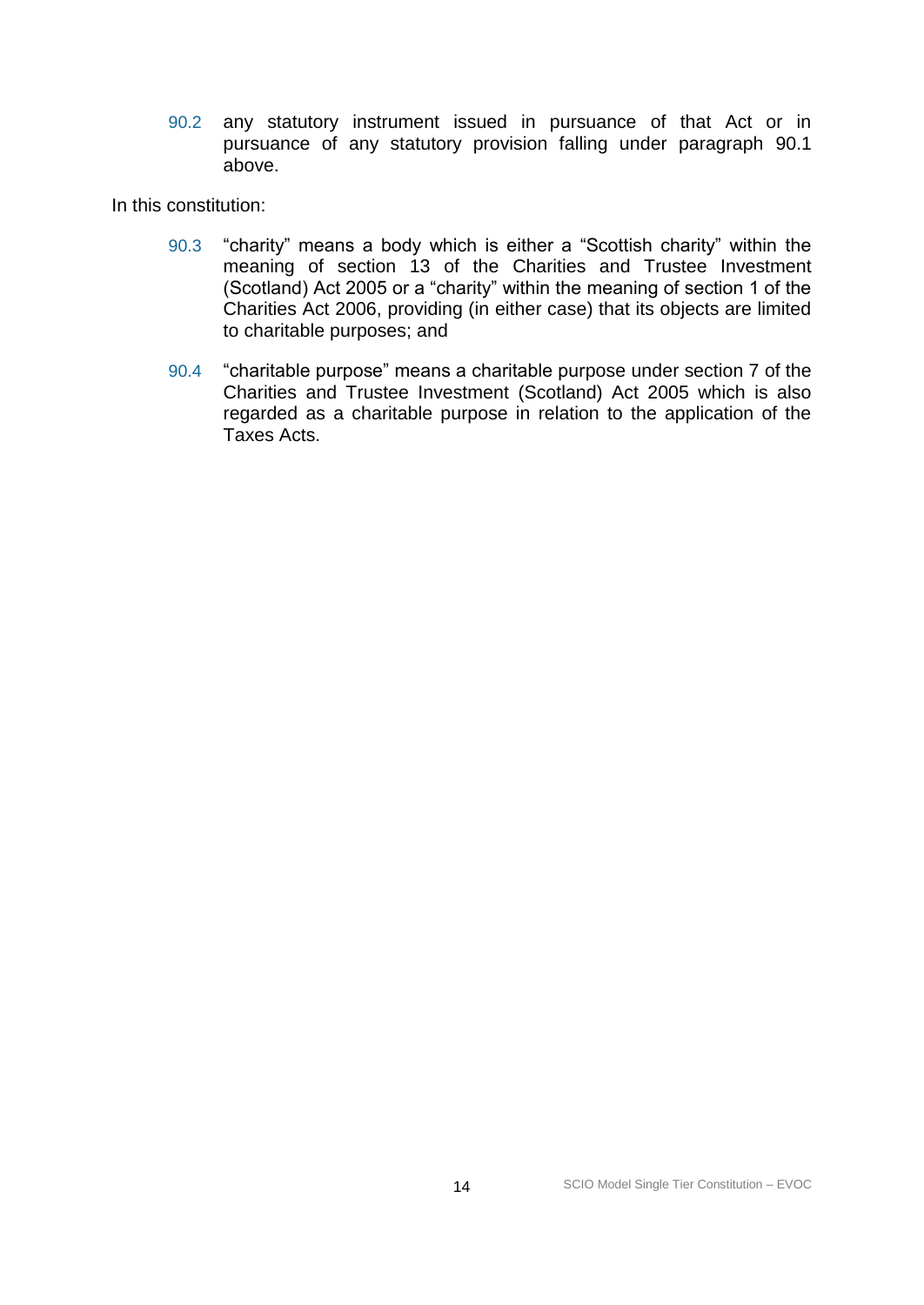90.2 any statutory instrument issued in pursuance of that Act or in pursuance of any statutory provision falling under paragraph 90.1 above.

In this constitution:

90.3 "charity" means a body which is either a "Scottish charity" within the meaning of section 13 of the Charities and Trustee Investment (Scotland) Act 2005 or a "charity" within the meaning of section 1 of the Charities Act 2006, providing (in either case) that its objects are limited to charitable purposes; and

90.4 "charitable purpose" means a charitable purpose under section 7 of the Charities and Trustee Investment (Scotland) Act 2005 which is also regarded as a charitable purpose in relation to the application of the Taxes Acts.